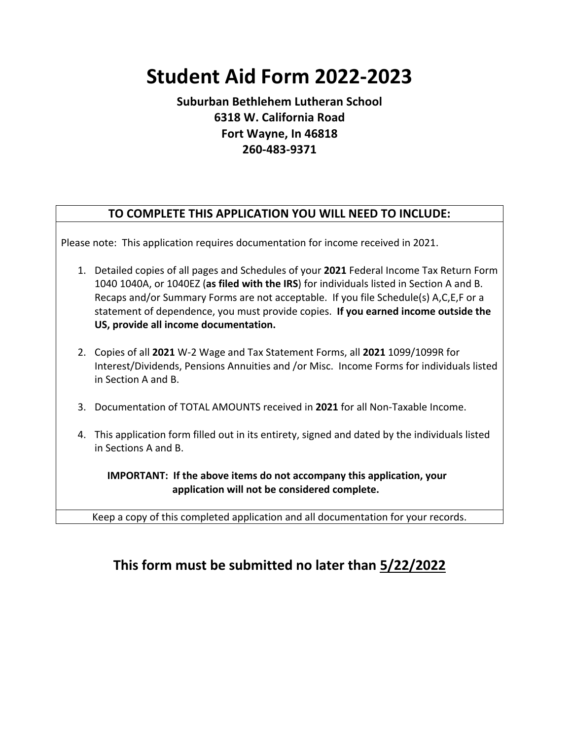# Student Aid Form 2022-2023

**Suburban Bethlehem Lutheran School**
**6318 W. California Road**
**Fort Wayne, In 46818**
**260-483-9371**

## TO COMPLETE THIS APPLICATION YOU WILL NEED TO INCLUDE:

Please note: This application requires documentation for income received in 2021.

1. Detailed copies of all pages and Schedules of your **2021** Federal Income Tax Return Form 1040 1040A, or 1040EZ (**as filed with the IRS**) for individuals listed in Section A and B. Recaps and/or Summary Forms are not acceptable. If you file Schedule(s) A,C,E,F or a statement of dependence, you must provide copies. **If you earned income outside the US, provide all income documentation.**

2. Copies of all **2021** W-2 Wage and Tax Statement Forms, all **2021** 1099/1099R for Interest/Dividends, Pensions Annuities and /or Misc. Income Forms for individuals listed in Section A and B.

3. Documentation of TOTAL AMOUNTS received in **2021** for all Non-Taxable Income.

4. This application form filled out in its entirety, signed and dated by the individuals listed in Sections A and B.

**IMPORTANT: If the above items do not accompany this application, your application will not be considered complete.**

Keep a copy of this completed application and all documentation for your records.

## This form must be submitted no later than 5/22/2022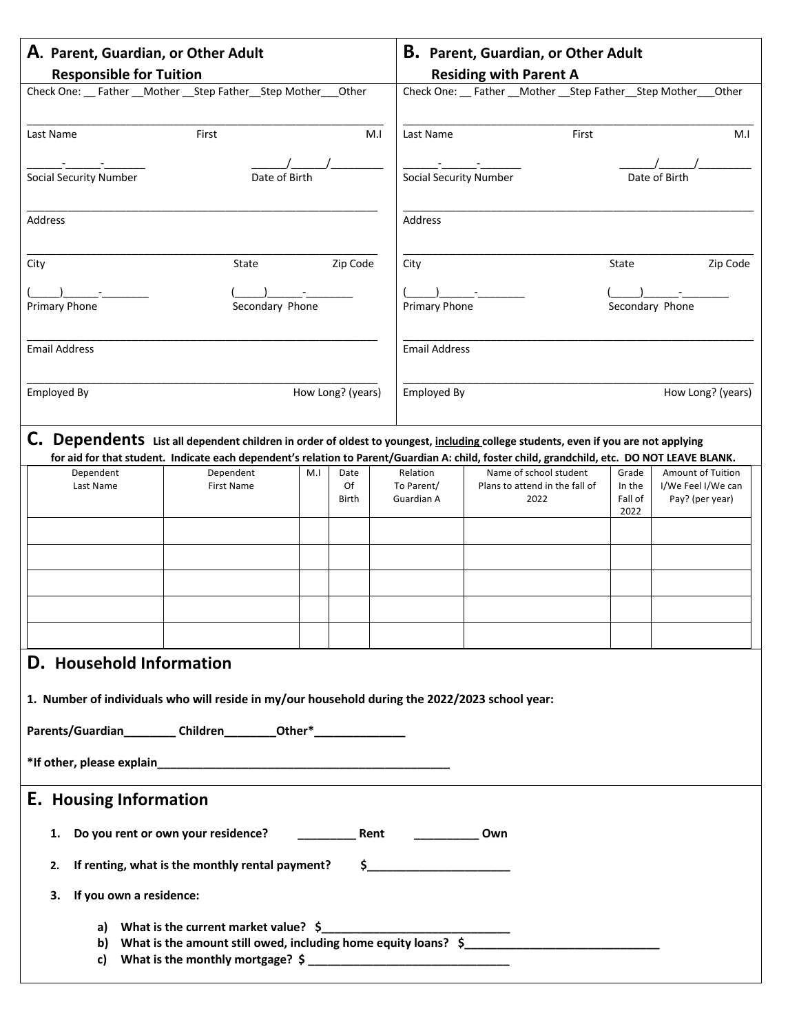## A. Parent, Guardian, or Other Adult Responsible for Tuition

Check One: __ Father __Mother __Step Father__Step Mother___Other

_______________________________________________
Last Name First M.I

______-______-_______ ______/______/_________
Social Security Number Date of Birth

_______________________________________________
Address

_______________________________________________
City State Zip Code

(_____)______-________ (_____)______-________
Primary Phone Secondary Phone

_______________________________________________
Email Address

_______________________________________________
Employed By How Long? (years)

## B. Parent, Guardian, or Other Adult Residing with Parent A

Check One: __ Father __Mother __Step Father__Step Mother___Other

_______________________________________________
Last Name First M.I

______-______-_______ ______/______/_________
Social Security Number Date of Birth

_______________________________________________
Address

_______________________________________________
City State Zip Code

(_____)______-________ (_____)______-________
Primary Phone Secondary Phone

_______________________________________________
Email Address

_______________________________________________
Employed By How Long? (years)

## C. Dependents

**List all dependent children in order of oldest to youngest, including college students, even if you are not applying for aid for that student. Indicate each dependent's relation to Parent/Guardian A: child, foster child, grandchild, etc. DO NOT LEAVE BLANK.**

| Dependent Last Name | Dependent First Name | M.I | Date Of Birth | Relation To Parent/ Guardian A | Name of school student Plans to attend in the fall of 2022 | Grade In the Fall of 2022 | Amount of Tuition I/We Feel I/We can Pay? (per year) |
|---|---|---|---|---|---|---|---|
| | | | | | | | |
| | | | | | | | |
| | | | | | | | |
| | | | | | | | |
| | | | | | | | |

## D. Household Information

**1. Number of individuals who will reside in my/our household during the 2022/2023 school year:**

**Parents/Guardian________ Children________Other*______________**

***If other, please explain_______________________________________________**

## E. Housing Information

1. **Do you rent or own your residence? _________ Rent __________ Own**
2. **If renting, what is the monthly rental payment? $______________________**
3. **If you own a residence:**
   - a) **What is the current market value? $____________________________**
   - b) **What is the amount still owed, including home equity loans? $______________________________**
   - c) **What is the monthly mortgage? $ _______________________________**